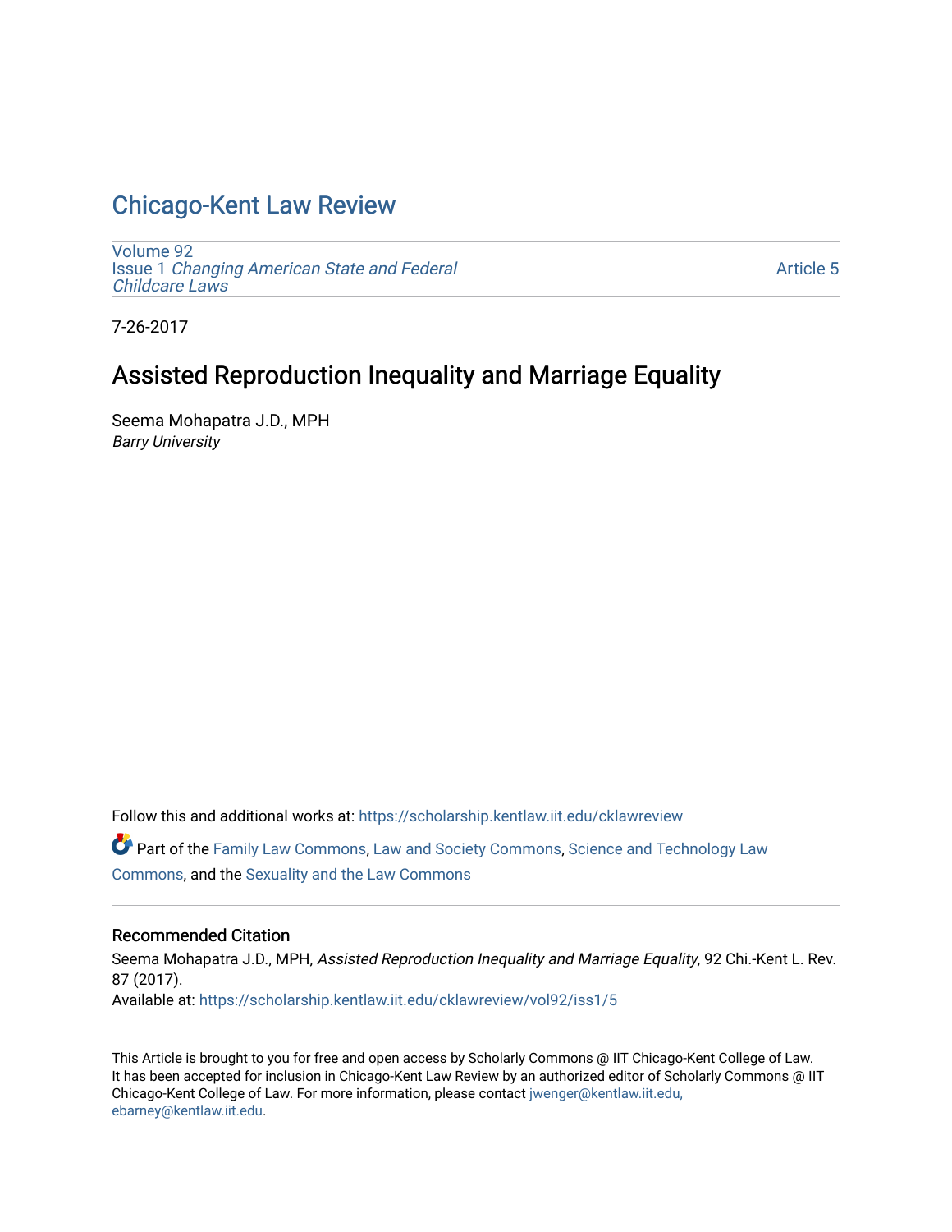# Chicago-Kent Law Review

Volume 92
Issue 1 *Changing American State and Federal Childcare Laws*

Article 5

7-26-2017

## Assisted Reproduction Inequality and Marriage Equality

Seema Mohapatra J.D., MPH
*Barry University*

Follow this and additional works at: https://scholarship.kentlaw.iit.edu/cklawreview

Part of the Family Law Commons, Law and Society Commons, Science and Technology Law Commons, and the Sexuality and the Law Commons

### Recommended Citation

Seema Mohapatra J.D., MPH, *Assisted Reproduction Inequality and Marriage Equality*, 92 Chi.-Kent L. Rev. 87 (2017).
Available at: https://scholarship.kentlaw.iit.edu/cklawreview/vol92/iss1/5

This Article is brought to you for free and open access by Scholarly Commons @ IIT Chicago-Kent College of Law. It has been accepted for inclusion in Chicago-Kent Law Review by an authorized editor of Scholarly Commons @ IIT Chicago-Kent College of Law. For more information, please contact jwenger@kentlaw.iit.edu, ebarney@kentlaw.iit.edu.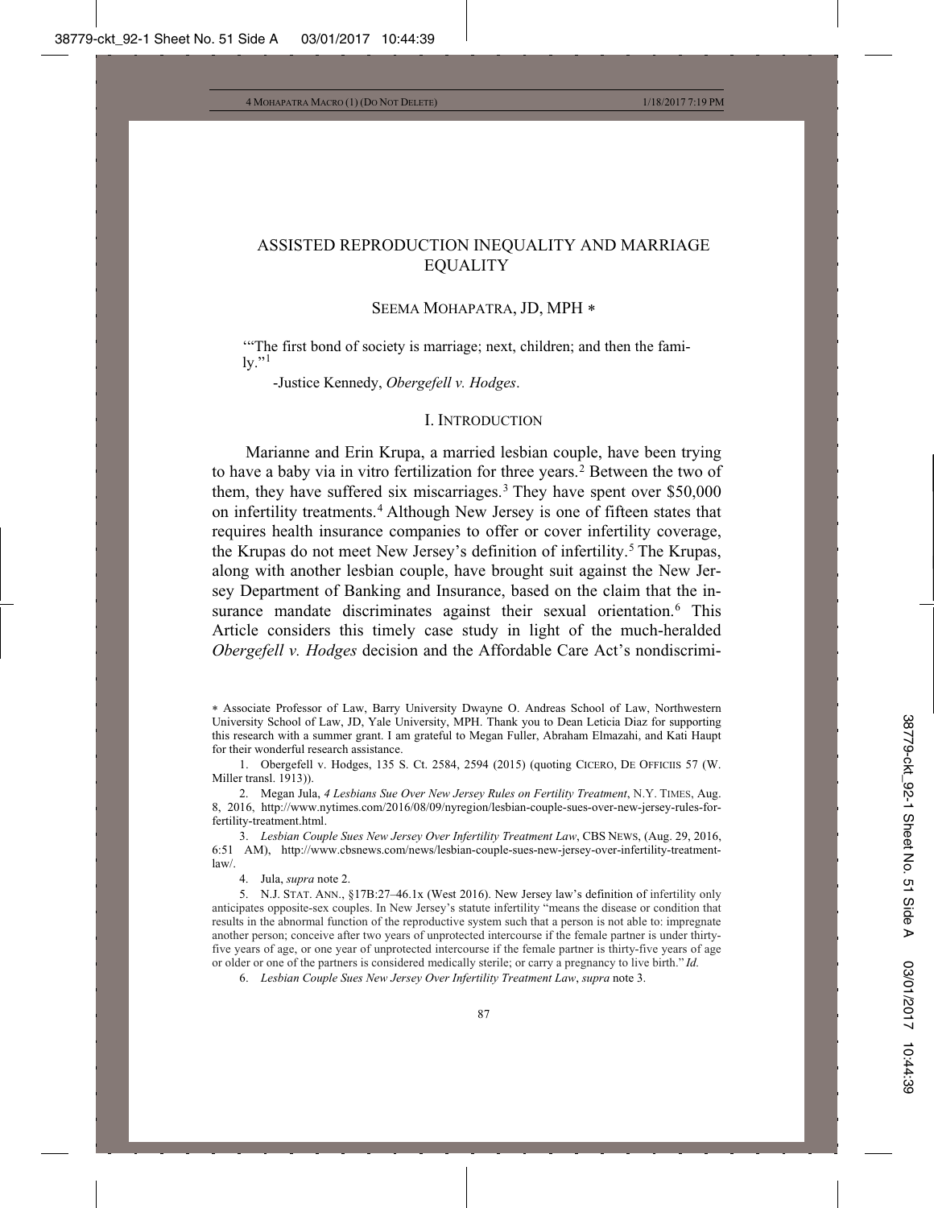# ASSISTED REPRODUCTION INEQUALITY AND MARRIAGE EQUALITY

SEEMA MOHAPATRA, JD, MPH ∗

"'The first bond of society is marriage; next, children; and then the family.'"[1]

-Justice Kennedy, *Obergefell v. Hodges*.

## I. INTRODUCTION

Marianne and Erin Krupa, a married lesbian couple, have been trying to have a baby via in vitro fertilization for three years.[2] Between the two of them, they have suffered six miscarriages.[3] They have spent over $50,000 on infertility treatments.[4] Although New Jersey is one of fifteen states that requires health insurance companies to offer or cover infertility coverage, the Krupas do not meet New Jersey's definition of infertility.[5] The Krupas, along with another lesbian couple, have brought suit against the New Jersey Department of Banking and Insurance, based on the claim that the insurance mandate discriminates against their sexual orientation.[6] This Article considers this timely case study in light of the much-heralded *Obergefell v. Hodges* decision and the Affordable Care Act's nondiscrimi-

---

∗ Associate Professor of Law, Barry University Dwayne O. Andreas School of Law, Northwestern University School of Law, JD, Yale University, MPH. Thank you to Dean Leticia Diaz for supporting this research with a summer grant. I am grateful to Megan Fuller, Abraham Elmazahi, and Kati Haupt for their wonderful research assistance.

1. Obergefell v. Hodges, 135 S. Ct. 2584, 2594 (2015) (quoting CICERO, DE OFFICIIS 57 (W. Miller transl. 1913)).

2. Megan Jula, *4 Lesbians Sue Over New Jersey Rules on Fertility Treatment*, N.Y. TIMES, Aug. 8, 2016, http://www.nytimes.com/2016/08/09/nyregion/lesbian-couple-sues-over-new-jersey-rules-for-fertility-treatment.html.

3. *Lesbian Couple Sues New Jersey Over Infertility Treatment Law*, CBS NEWS, (Aug. 29, 2016, 6:51 AM), http://www.cbsnews.com/news/lesbian-couple-sues-new-jersey-over-infertility-treatment-law/.

4. Jula, *supra* note 2.

5. N.J. STAT. ANN., §17B:27–46.1x (West 2016). New Jersey law's definition of infertility only anticipates opposite-sex couples. In New Jersey's statute infertility "means the disease or condition that results in the abnormal function of the reproductive system such that a person is not able to: impregnate another person; conceive after two years of unprotected intercourse if the female partner is under thirty-five years of age, or one year of unprotected intercourse if the female partner is thirty-five years of age or older or one of the partners is considered medically sterile; or carry a pregnancy to live birth." *Id.*

6. *Lesbian Couple Sues New Jersey Over Infertility Treatment Law*, *supra* note 3.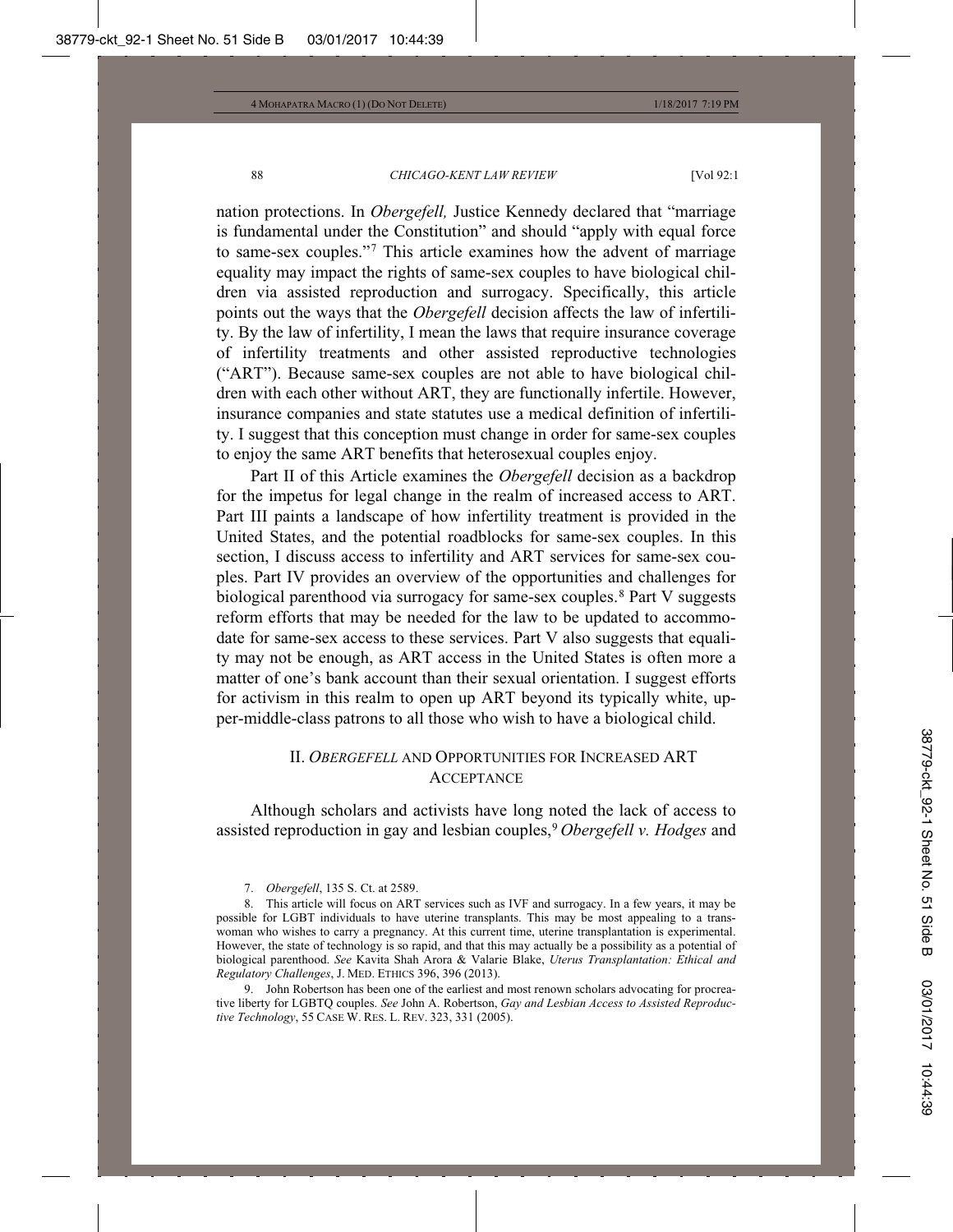nation protections. In *Obergefell,* Justice Kennedy declared that "marriage is fundamental under the Constitution" and should "apply with equal force to same-sex couples."[7] This article examines how the advent of marriage equality may impact the rights of same-sex couples to have biological children via assisted reproduction and surrogacy. Specifically, this article points out the ways that the *Obergefell* decision affects the law of infertility. By the law of infertility, I mean the laws that require insurance coverage of infertility treatments and other assisted reproductive technologies ("ART"). Because same-sex couples are not able to have biological children with each other without ART, they are functionally infertile. However, insurance companies and state statutes use a medical definition of infertility. I suggest that this conception must change in order for same-sex couples to enjoy the same ART benefits that heterosexual couples enjoy.

Part II of this Article examines the *Obergefell* decision as a backdrop for the impetus for legal change in the realm of increased access to ART. Part III paints a landscape of how infertility treatment is provided in the United States, and the potential roadblocks for same-sex couples. In this section, I discuss access to infertility and ART services for same-sex couples. Part IV provides an overview of the opportunities and challenges for biological parenthood via surrogacy for same-sex couples.[8] Part V suggests reform efforts that may be needed for the law to be updated to accommodate for same-sex access to these services. Part V also suggests that equality may not be enough, as ART access in the United States is often more a matter of one's bank account than their sexual orientation. I suggest efforts for activism in this realm to open up ART beyond its typically white, upper-middle-class patrons to all those who wish to have a biological child.

## II. *OBERGEFELL* AND OPPORTUNITIES FOR INCREASED ART ACCEPTANCE

Although scholars and activists have long noted the lack of access to assisted reproduction in gay and lesbian couples,[9] *Obergefell v. Hodges* and

7. *Obergefell*, 135 S. Ct. at 2589.

8. This article will focus on ART services such as IVF and surrogacy. In a few years, it may be possible for LGBT individuals to have uterine transplants. This may be most appealing to a transwoman who wishes to carry a pregnancy. At this current time, uterine transplantation is experimental. However, the state of technology is so rapid, and that this may actually be a possibility as a potential of biological parenthood. *See* Kavita Shah Arora & Valarie Blake, *Uterus Transplantation: Ethical and Regulatory Challenges*, J. MED. ETHICS 396, 396 (2013).

9. John Robertson has been one of the earliest and most renown scholars advocating for procreative liberty for LGBTQ couples. *See* John A. Robertson, *Gay and Lesbian Access to Assisted Reproductive Technology*, 55 CASE W. RES. L. REV. 323, 331 (2005).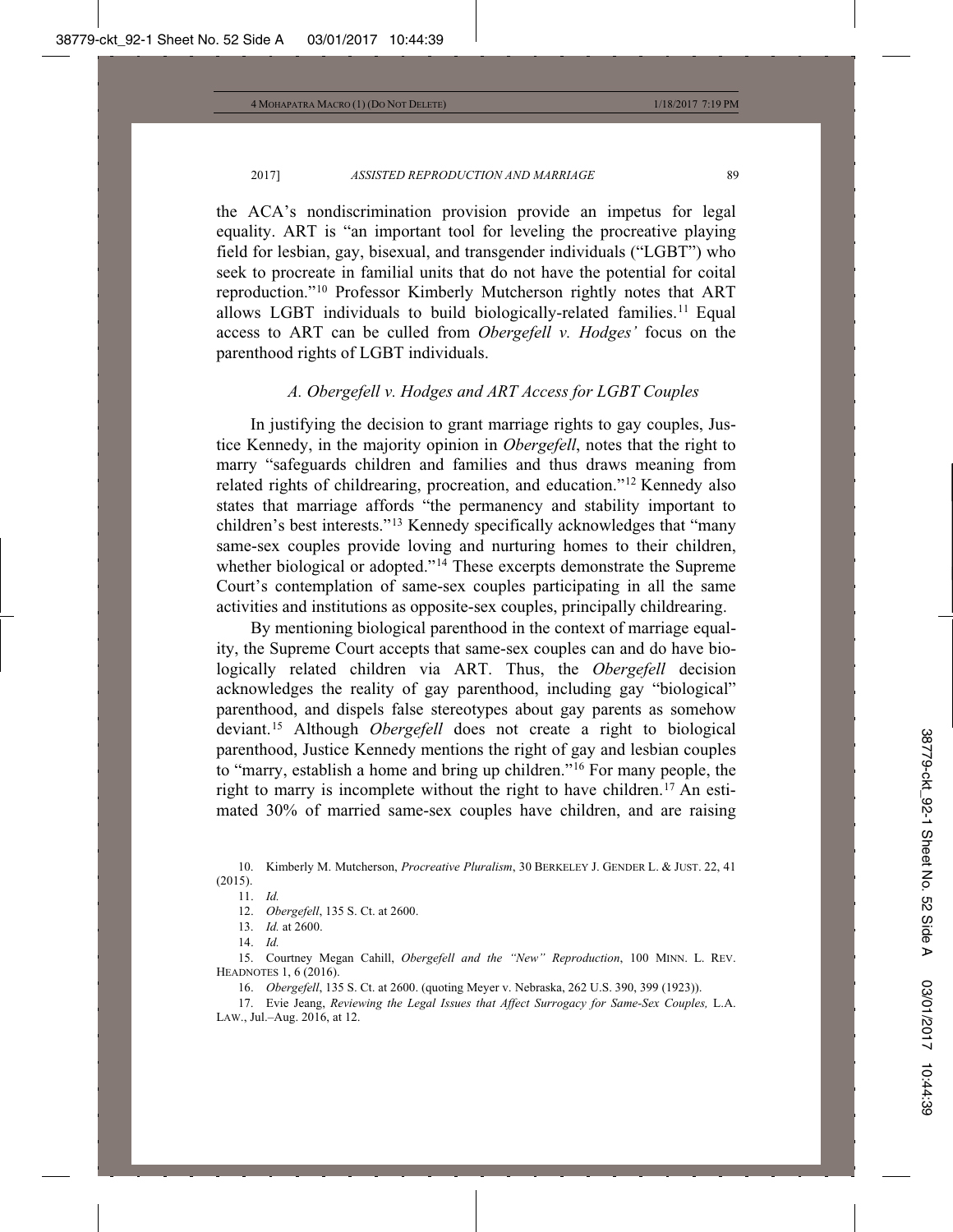the ACA's nondiscrimination provision provide an impetus for legal equality. ART is "an important tool for leveling the procreative playing field for lesbian, gay, bisexual, and transgender individuals ("LGBT") who seek to procreate in familial units that do not have the potential for coital reproduction."[10] Professor Kimberly Mutcherson rightly notes that ART allows LGBT individuals to build biologically-related families.[11] Equal access to ART can be culled from *Obergefell v. Hodges'* focus on the parenthood rights of LGBT individuals.

### *A. Obergefell v. Hodges and ART Access for LGBT Couples*

In justifying the decision to grant marriage rights to gay couples, Justice Kennedy, in the majority opinion in *Obergefell*, notes that the right to marry "safeguards children and families and thus draws meaning from related rights of childrearing, procreation, and education."[12] Kennedy also states that marriage affords "the permanency and stability important to children's best interests."[13] Kennedy specifically acknowledges that "many same-sex couples provide loving and nurturing homes to their children, whether biological or adopted."[14] These excerpts demonstrate the Supreme Court's contemplation of same-sex couples participating in all the same activities and institutions as opposite-sex couples, principally childrearing.

By mentioning biological parenthood in the context of marriage equality, the Supreme Court accepts that same-sex couples can and do have biologically related children via ART. Thus, the *Obergefell* decision acknowledges the reality of gay parenthood, including gay "biological" parenthood, and dispels false stereotypes about gay parents as somehow deviant.[15] Although *Obergefell* does not create a right to biological parenthood, Justice Kennedy mentions the right of gay and lesbian couples to "marry, establish a home and bring up children."[16] For many people, the right to marry is incomplete without the right to have children.[17] An estimated 30% of married same-sex couples have children, and are raising

---

10. Kimberly M. Mutcherson, *Procreative Pluralism*, 30 BERKELEY J. GENDER L. & JUST. 22, 41 (2015).

11. *Id.*

12. *Obergefell*, 135 S. Ct. at 2600.

13. *Id.* at 2600.

14. *Id.*

15. Courtney Megan Cahill, *Obergefell and the "New" Reproduction*, 100 MINN. L. REV. HEADNOTES 1, 6 (2016).

16. *Obergefell*, 135 S. Ct. at 2600. (quoting Meyer v. Nebraska, 262 U.S. 390, 399 (1923)).

17. Evie Jeang, *Reviewing the Legal Issues that Affect Surrogacy for Same-Sex Couples,* L.A. LAW., Jul.–Aug. 2016, at 12.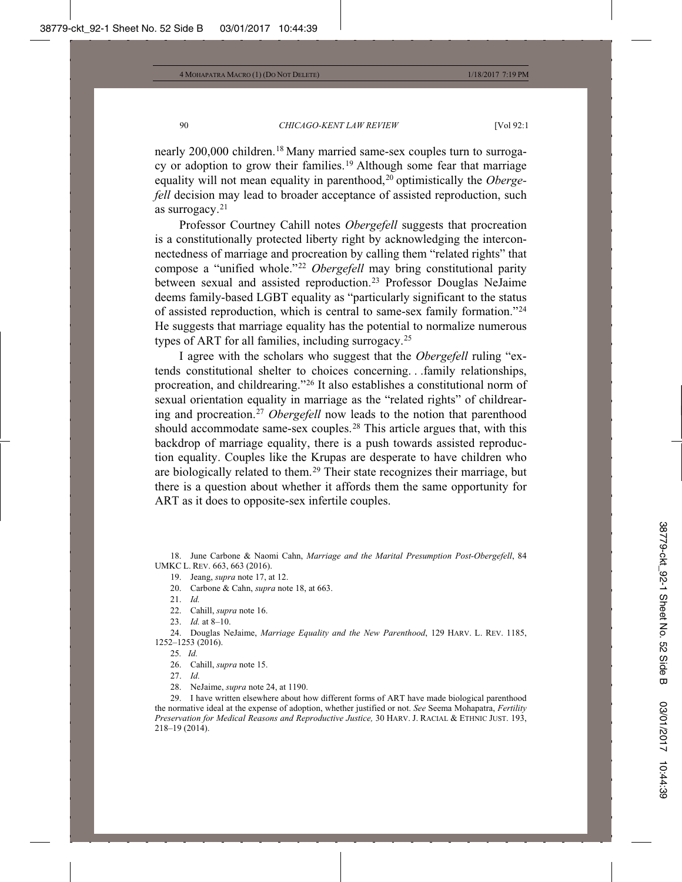nearly 200,000 children.[18] Many married same-sex couples turn to surrogacy or adoption to grow their families.[19] Although some fear that marriage equality will not mean equality in parenthood,[20] optimistically the *Obergefell* decision may lead to broader acceptance of assisted reproduction, such as surrogacy.[21]

Professor Courtney Cahill notes *Obergefell* suggests that procreation is a constitutionally protected liberty right by acknowledging the interconnectedness of marriage and procreation by calling them "related rights" that compose a "unified whole."[22] *Obergefell* may bring constitutional parity between sexual and assisted reproduction.[23] Professor Douglas NeJaime deems family-based LGBT equality as "particularly significant to the status of assisted reproduction, which is central to same-sex family formation."[24] He suggests that marriage equality has the potential to normalize numerous types of ART for all families, including surrogacy.[25]

I agree with the scholars who suggest that the *Obergefell* ruling "extends constitutional shelter to choices concerning. . .family relationships, procreation, and childrearing."[26] It also establishes a constitutional norm of sexual orientation equality in marriage as the "related rights" of childrearing and procreation.[27] *Obergefell* now leads to the notion that parenthood should accommodate same-sex couples.[28] This article argues that, with this backdrop of marriage equality, there is a push towards assisted reproduction equality. Couples like the Krupas are desperate to have children who are biologically related to them.[29] Their state recognizes their marriage, but there is a question about whether it affords them the same opportunity for ART as it does to opposite-sex infertile couples.

---

18. June Carbone & Naomi Cahn, *Marriage and the Marital Presumption Post-Obergefell*, 84 UMKC L. REV. 663, 663 (2016).

19. Jeang, *supra* note 17, at 12.

20. Carbone & Cahn, *supra* note 18, at 663.

21. *Id.*

22. Cahill, *supra* note 16.

23. *Id.* at 8–10.

24. Douglas NeJaime, *Marriage Equality and the New Parenthood*, 129 HARV. L. REV. 1185, 1252–1253 (2016).

25. *Id.*

26. Cahill, *supra* note 15.

27. *Id.*

28. NeJaime, *supra* note 24, at 1190.

29. I have written elsewhere about how different forms of ART have made biological parenthood the normative ideal at the expense of adoption, whether justified or not. *See* Seema Mohapatra, *Fertility Preservation for Medical Reasons and Reproductive Justice,* 30 HARV. J. RACIAL & ETHNIC JUST. 193, 218–19 (2014).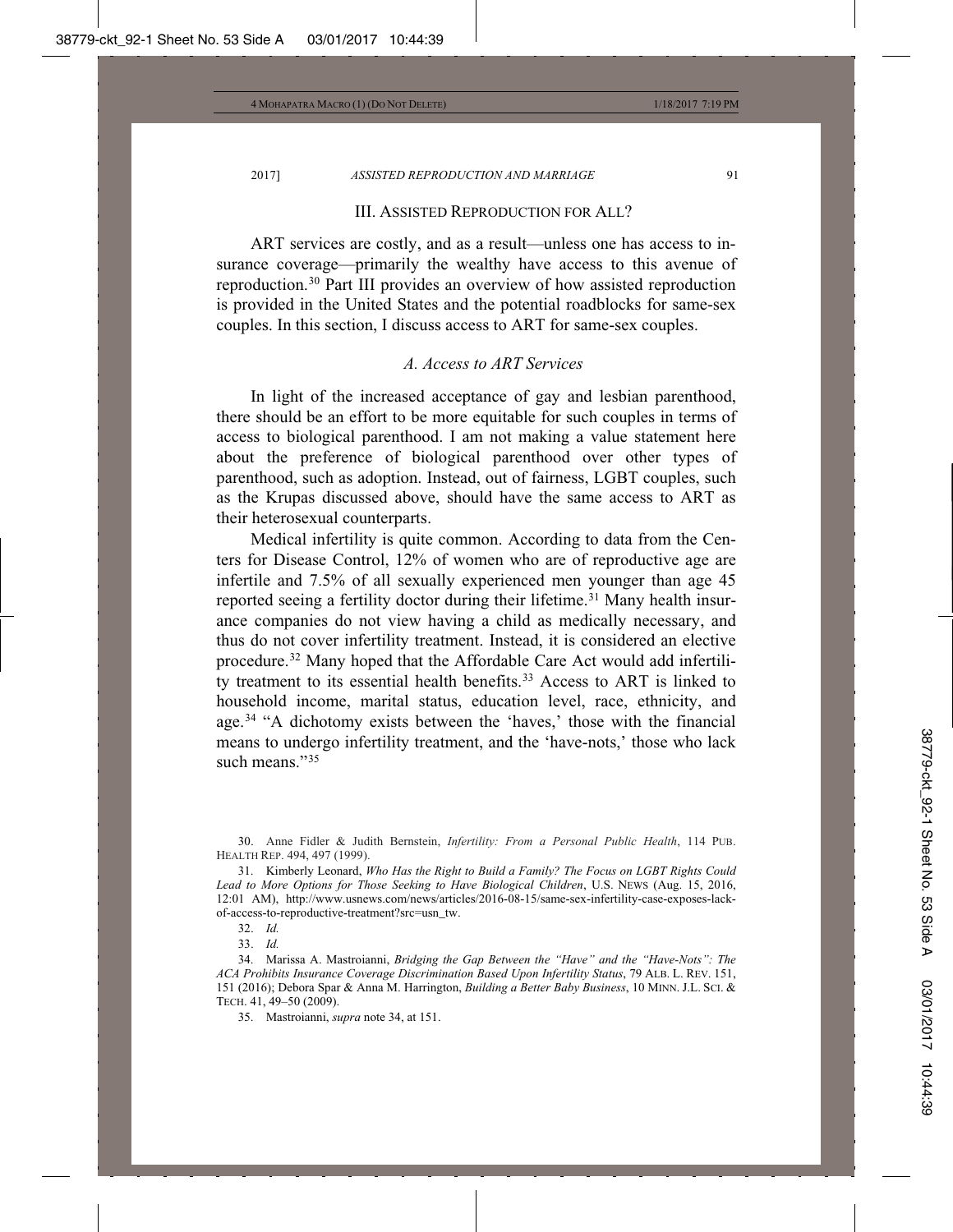## III. ASSISTED REPRODUCTION FOR ALL?

ART services are costly, and as a result—unless one has access to insurance coverage—primarily the wealthy have access to this avenue of reproduction.[30] Part III provides an overview of how assisted reproduction is provided in the United States and the potential roadblocks for same-sex couples. In this section, I discuss access to ART for same-sex couples.

### *A. Access to ART Services*

In light of the increased acceptance of gay and lesbian parenthood, there should be an effort to be more equitable for such couples in terms of access to biological parenthood. I am not making a value statement here about the preference of biological parenthood over other types of parenthood, such as adoption. Instead, out of fairness, LGBT couples, such as the Krupas discussed above, should have the same access to ART as their heterosexual counterparts.

Medical infertility is quite common. According to data from the Centers for Disease Control, 12% of women who are of reproductive age are infertile and 7.5% of all sexually experienced men younger than age 45 reported seeing a fertility doctor during their lifetime.[31] Many health insurance companies do not view having a child as medically necessary, and thus do not cover infertility treatment. Instead, it is considered an elective procedure.[32] Many hoped that the Affordable Care Act would add infertility treatment to its essential health benefits.[33] Access to ART is linked to household income, marital status, education level, race, ethnicity, and age.[34] "A dichotomy exists between the 'haves,' those with the financial means to undergo infertility treatment, and the 'have-nots,' those who lack such means."[35]

---

30. Anne Fidler & Judith Bernstein, *Infertility: From a Personal Public Health*, 114 PUB. HEALTH REP. 494, 497 (1999).

31. Kimberly Leonard, *Who Has the Right to Build a Family? The Focus on LGBT Rights Could Lead to More Options for Those Seeking to Have Biological Children*, U.S. NEWS (Aug. 15, 2016, 12:01 AM), http://www.usnews.com/news/articles/2016-08-15/same-sex-infertility-case-exposes-lack-of-access-to-reproductive-treatment?src=usn_tw.

32. *Id.*

33. *Id.*

34. Marissa A. Mastroianni, *Bridging the Gap Between the "Have" and the "Have-Nots": The ACA Prohibits Insurance Coverage Discrimination Based Upon Infertility Status*, 79 ALB. L. REV. 151, 151 (2016); Debora Spar & Anna M. Harrington, *Building a Better Baby Business*, 10 MINN. J.L. SCI. & TECH. 41, 49–50 (2009).

35. Mastroianni, *supra* note 34, at 151.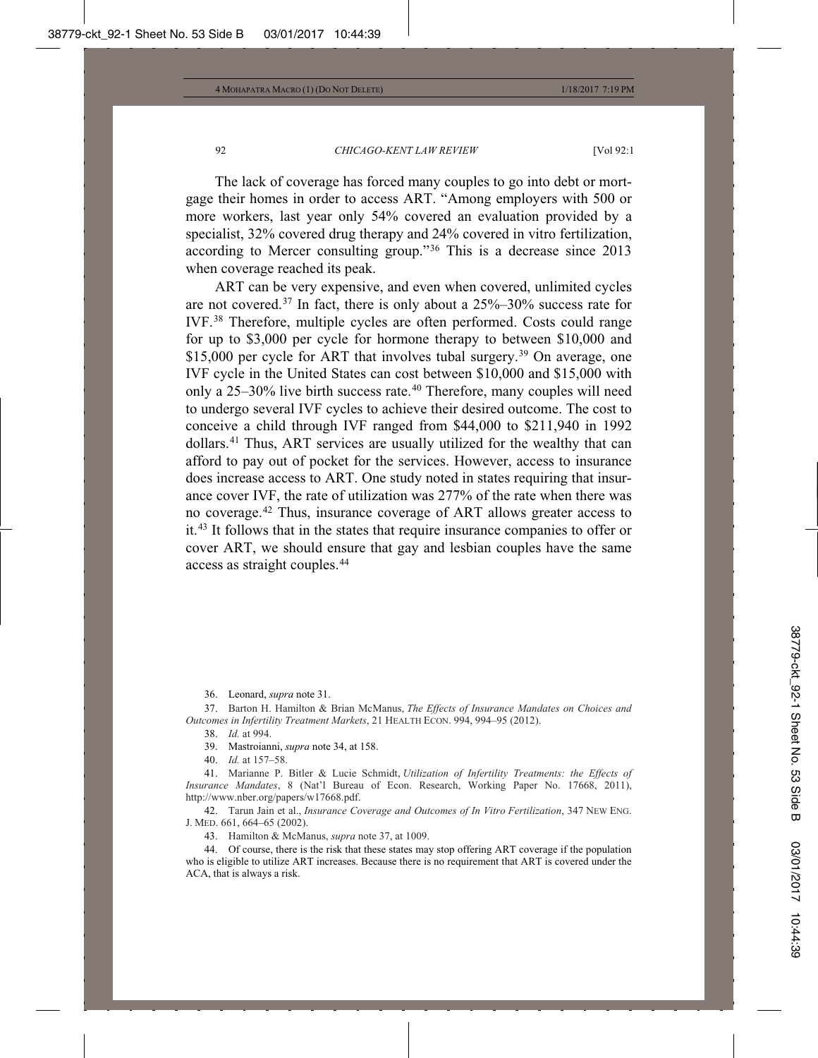The lack of coverage has forced many couples to go into debt or mortgage their homes in order to access ART. "Among employers with 500 or more workers, last year only 54% covered an evaluation provided by a specialist, 32% covered drug therapy and 24% covered in vitro fertilization, according to Mercer consulting group."[36] This is a decrease since 2013 when coverage reached its peak.

ART can be very expensive, and even when covered, unlimited cycles are not covered.[37] In fact, there is only about a 25%–30% success rate for IVF.[38] Therefore, multiple cycles are often performed. Costs could range for up to $3,000 per cycle for hormone therapy to between $10,000 and $15,000 per cycle for ART that involves tubal surgery.[39] On average, one IVF cycle in the United States can cost between $10,000 and $15,000 with only a 25–30% live birth success rate.[40] Therefore, many couples will need to undergo several IVF cycles to achieve their desired outcome. The cost to conceive a child through IVF ranged from $44,000 to $211,940 in 1992 dollars.[41] Thus, ART services are usually utilized for the wealthy that can afford to pay out of pocket for the services. However, access to insurance does increase access to ART. One study noted in states requiring that insurance cover IVF, the rate of utilization was 277% of the rate when there was no coverage.[42] Thus, insurance coverage of ART allows greater access to it.[43] It follows that in the states that require insurance companies to offer or cover ART, we should ensure that gay and lesbian couples have the same access as straight couples.[44]

---

36. Leonard, *supra* note 31.

37. Barton H. Hamilton & Brian McManus, *The Effects of Insurance Mandates on Choices and Outcomes in Infertility Treatment Markets*, 21 HEALTH ECON. 994, 994–95 (2012).

38. *Id.* at 994.

39. Mastroianni, *supra* note 34, at 158.

40. *Id.* at 157–58.

41. Marianne P. Bitler & Lucie Schmidt, *Utilization of Infertility Treatments: the Effects of Insurance Mandates*, 8 (Nat'l Bureau of Econ. Research, Working Paper No. 17668, 2011), http://www.nber.org/papers/w17668.pdf.

42. Tarun Jain et al., *Insurance Coverage and Outcomes of In Vitro Fertilization*, 347 NEW ENG. J. MED. 661, 664–65 (2002).

43. Hamilton & McManus, *supra* note 37, at 1009.

44. Of course, there is the risk that these states may stop offering ART coverage if the population who is eligible to utilize ART increases. Because there is no requirement that ART is covered under the ACA, that is always a risk.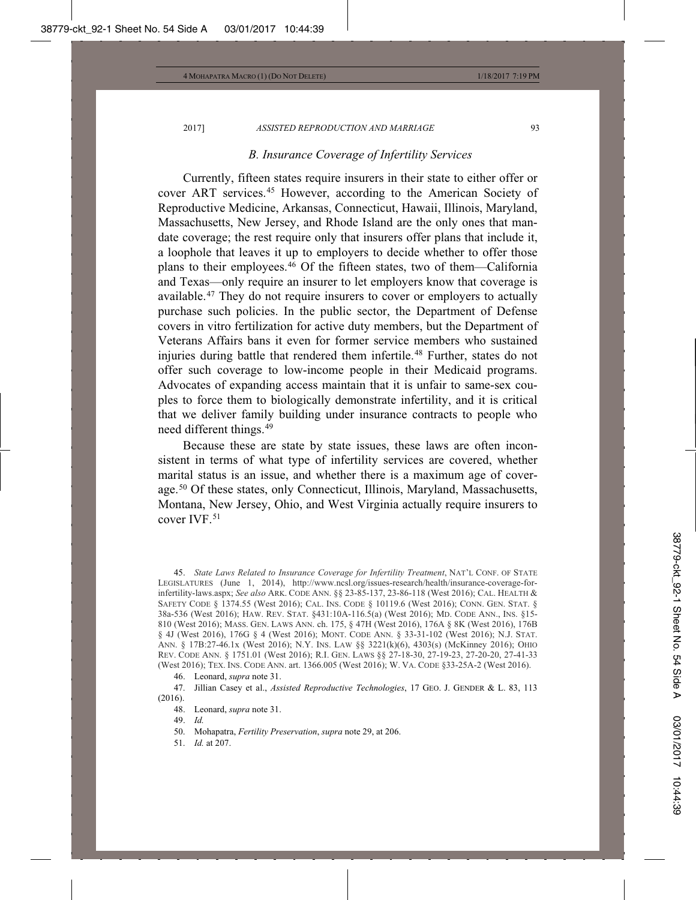### *B. Insurance Coverage of Infertility Services*

Currently, fifteen states require insurers in their state to either offer or cover ART services.[45] However, according to the American Society of Reproductive Medicine, Arkansas, Connecticut, Hawaii, Illinois, Maryland, Massachusetts, New Jersey, and Rhode Island are the only ones that mandate coverage; the rest require only that insurers offer plans that include it, a loophole that leaves it up to employers to decide whether to offer those plans to their employees.[46] Of the fifteen states, two of them—California and Texas—only require an insurer to let employers know that coverage is available.[47] They do not require insurers to cover or employers to actually purchase such policies. In the public sector, the Department of Defense covers in vitro fertilization for active duty members, but the Department of Veterans Affairs bans it even for former service members who sustained injuries during battle that rendered them infertile.[48] Further, states do not offer such coverage to low-income people in their Medicaid programs. Advocates of expanding access maintain that it is unfair to same-sex couples to force them to biologically demonstrate infertility, and it is critical that we deliver family building under insurance contracts to people who need different things.[49]

Because these are state by state issues, these laws are often inconsistent in terms of what type of infertility services are covered, whether marital status is an issue, and whether there is a maximum age of coverage.[50] Of these states, only Connecticut, Illinois, Maryland, Massachusetts, Montana, New Jersey, Ohio, and West Virginia actually require insurers to cover IVF.[51]

45. *State Laws Related to Insurance Coverage for Infertility Treatment*, NAT'L CONF. OF STATE LEGISLATURES (June 1, 2014), http://www.ncsl.org/issues-research/health/insurance-coverage-for-infertility-laws.aspx; *See also* ARK. CODE ANN. §§ 23-85-137, 23-86-118 (West 2016); CAL. HEALTH & SAFETY CODE § 1374.55 (West 2016); CAL. INS. CODE § 10119.6 (West 2016); CONN. GEN. STAT. § 38a-536 (West 2016); HAW. REV. STAT. §431:10A-116.5(a) (West 2016); MD. CODE ANN., INS. §15-810 (West 2016); MASS. GEN. LAWS ANN. ch. 175, § 47H (West 2016), 176A § 8K (West 2016), 176B § 4J (West 2016), 176G § 4 (West 2016); MONT. CODE ANN. § 33-31-102 (West 2016); N.J. STAT. ANN. § 17B:27-46.1x (West 2016); N.Y. INS. LAW §§ 3221(k)(6), 4303(s) (McKinney 2016); OHIO REV. CODE ANN. § 1751.01 (West 2016); R.I. GEN. LAWS §§ 27-18-30, 27-19-23, 27-20-20, 27-41-33 (West 2016); TEX. INS. CODE ANN. art. 1366.005 (West 2016); W. VA. CODE §33-25A-2 (West 2016).

46. Leonard, *supra* note 31.

47. Jillian Casey et al., *Assisted Reproductive Technologies*, 17 GEO. J. GENDER & L. 83, 113 (2016).

48. Leonard, *supra* note 31.

49. *Id.*

50. Mohapatra, *Fertility Preservation*, *supra* note 29, at 206.

51. *Id.* at 207.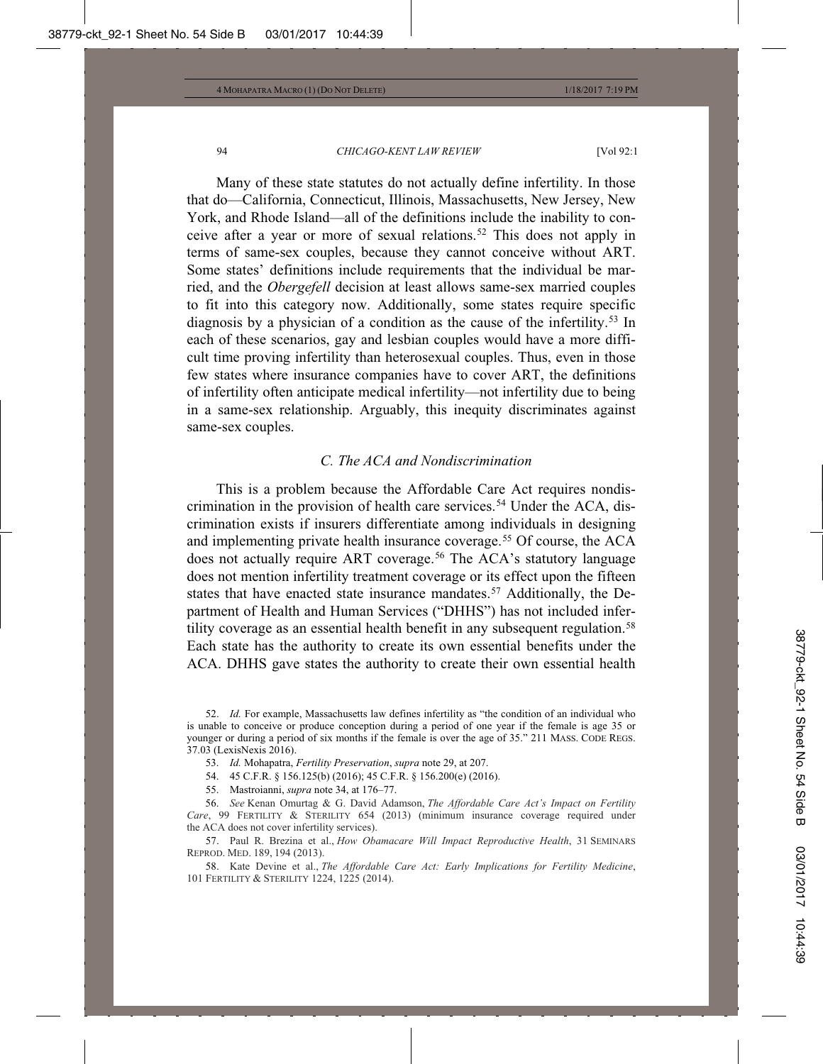Many of these state statutes do not actually define infertility. In those that do—California, Connecticut, Illinois, Massachusetts, New Jersey, New York, and Rhode Island—all of the definitions include the inability to conceive after a year or more of sexual relations.[52] This does not apply in terms of same-sex couples, because they cannot conceive without ART. Some states' definitions include requirements that the individual be married, and the *Obergefell* decision at least allows same-sex married couples to fit into this category now. Additionally, some states require specific diagnosis by a physician of a condition as the cause of the infertility.[53] In each of these scenarios, gay and lesbian couples would have a more difficult time proving infertility than heterosexual couples. Thus, even in those few states where insurance companies have to cover ART, the definitions of infertility often anticipate medical infertility—not infertility due to being in a same-sex relationship. Arguably, this inequity discriminates against same-sex couples.

### *C. The ACA and Nondiscrimination*

This is a problem because the Affordable Care Act requires nondiscrimination in the provision of health care services.[54] Under the ACA, discrimination exists if insurers differentiate among individuals in designing and implementing private health insurance coverage.[55] Of course, the ACA does not actually require ART coverage.[56] The ACA's statutory language does not mention infertility treatment coverage or its effect upon the fifteen states that have enacted state insurance mandates.[57] Additionally, the Department of Health and Human Services ("DHHS") has not included infertility coverage as an essential health benefit in any subsequent regulation.[58] Each state has the authority to create its own essential benefits under the ACA. DHHS gave states the authority to create their own essential health

---

52. *Id.* For example, Massachusetts law defines infertility as "the condition of an individual who is unable to conceive or produce conception during a period of one year if the female is age 35 or younger or during a period of six months if the female is over the age of 35." 211 MASS. CODE REGS. 37.03 (LexisNexis 2016).

53. *Id.* Mohapatra, *Fertility Preservation*, *supra* note 29, at 207.

54. 45 C.F.R. § 156.125(b) (2016); 45 C.F.R. § 156.200(e) (2016).

55. Mastroianni, *supra* note 34, at 176–77.

56. *See* Kenan Omurtag & G. David Adamson, *The Affordable Care Act's Impact on Fertility Care*, 99 FERTILITY & STERILITY 654 (2013) (minimum insurance coverage required under the ACA does not cover infertility services).

57. Paul R. Brezina et al., *How Obamacare Will Impact Reproductive Health*, 31 SEMINARS REPROD. MED. 189, 194 (2013).

58. Kate Devine et al., *The Affordable Care Act: Early Implications for Fertility Medicine*, 101 FERTILITY & STERILITY 1224, 1225 (2014).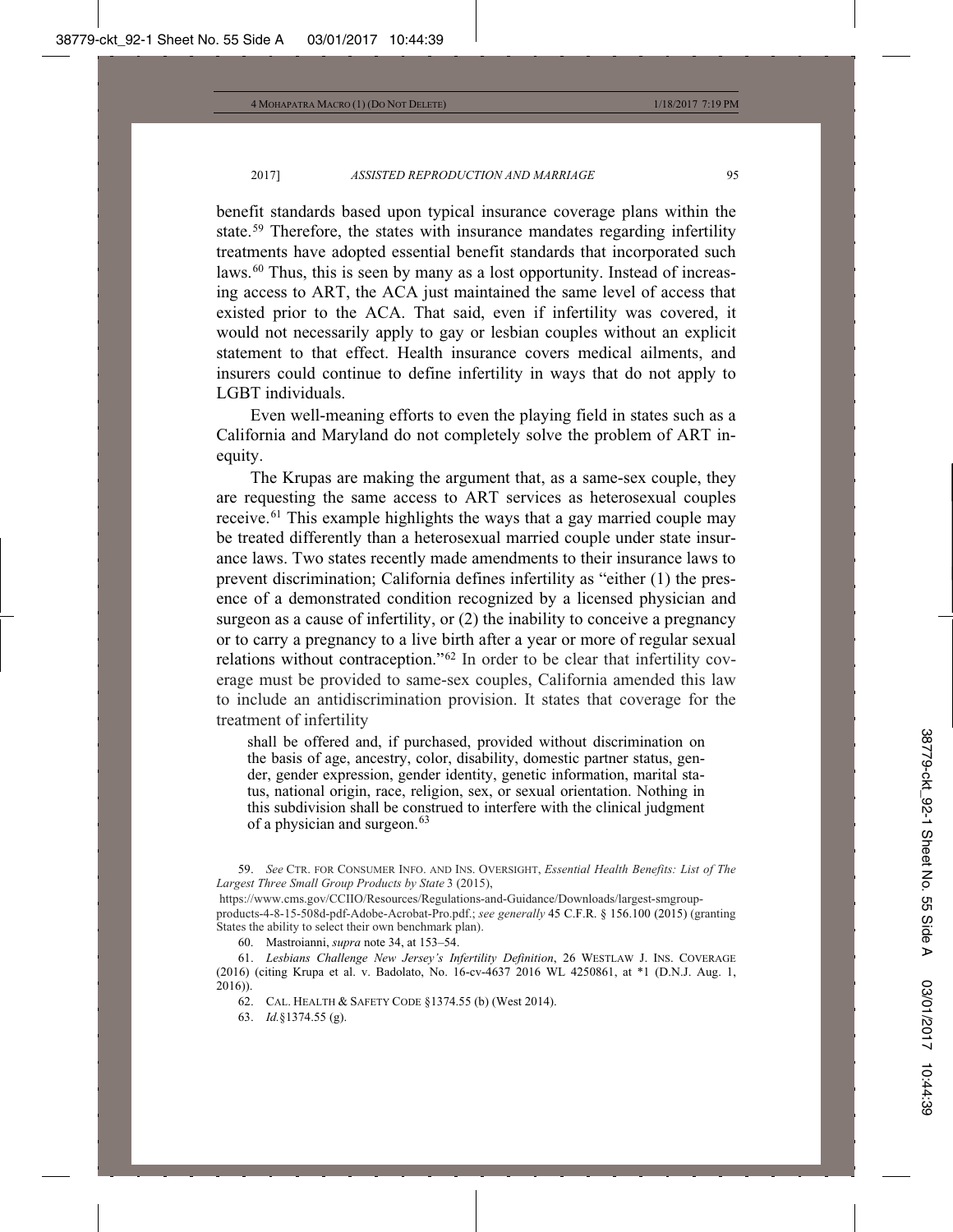benefit standards based upon typical insurance coverage plans within the state.[59] Therefore, the states with insurance mandates regarding infertility treatments have adopted essential benefit standards that incorporated such laws.[60] Thus, this is seen by many as a lost opportunity. Instead of increasing access to ART, the ACA just maintained the same level of access that existed prior to the ACA. That said, even if infertility was covered, it would not necessarily apply to gay or lesbian couples without an explicit statement to that effect. Health insurance covers medical ailments, and insurers could continue to define infertility in ways that do not apply to LGBT individuals.

Even well-meaning efforts to even the playing field in states such as a California and Maryland do not completely solve the problem of ART inequity.

The Krupas are making the argument that, as a same-sex couple, they are requesting the same access to ART services as heterosexual couples receive.[61] This example highlights the ways that a gay married couple may be treated differently than a heterosexual married couple under state insurance laws. Two states recently made amendments to their insurance laws to prevent discrimination; California defines infertility as "either (1) the presence of a demonstrated condition recognized by a licensed physician and surgeon as a cause of infertility, or (2) the inability to conceive a pregnancy or to carry a pregnancy to a live birth after a year or more of regular sexual relations without contraception."[62] In order to be clear that infertility coverage must be provided to same-sex couples, California amended this law to include an antidiscrimination provision. It states that coverage for the treatment of infertility

> shall be offered and, if purchased, provided without discrimination on the basis of age, ancestry, color, disability, domestic partner status, gender, gender expression, gender identity, genetic information, marital status, national origin, race, religion, sex, or sexual orientation. Nothing in this subdivision shall be construed to interfere with the clinical judgment of a physician and surgeon.[63]

---

59. *See* CTR. FOR CONSUMER INFO. AND INS. OVERSIGHT, *Essential Health Benefits: List of The Largest Three Small Group Products by State* 3 (2015), https://www.cms.gov/CCIIO/Resources/Regulations-and-Guidance/Downloads/largest-smgroup-products-4-8-15-508d-pdf-Adobe-Acrobat-Pro.pdf.; *see generally* 45 C.F.R. § 156.100 (2015) (granting States the ability to select their own benchmark plan).

60. Mastroianni, *supra* note 34, at 153–54.

61. *Lesbians Challenge New Jersey's Infertility Definition*, 26 WESTLAW J. INS. COVERAGE (2016) (citing Krupa et al. v. Badolato, No. 16-cv-4637 2016 WL 4250861, at *1 (D.N.J. Aug. 1, 2016)).

62. CAL. HEALTH & SAFETY CODE §1374.55 (b) (West 2014).

63. *Id.*§1374.55 (g).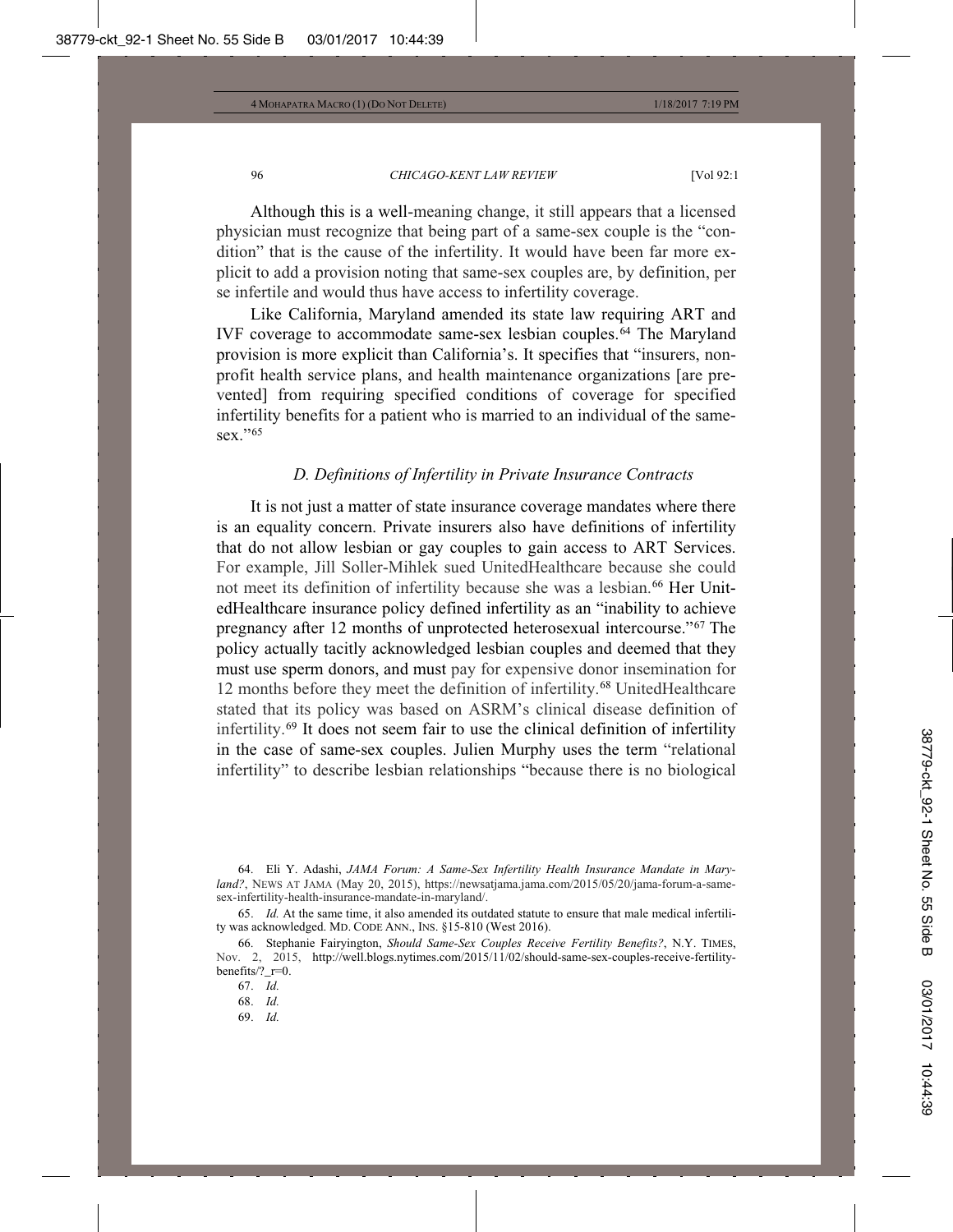Although this is a well-meaning change, it still appears that a licensed physician must recognize that being part of a same-sex couple is the "condition" that is the cause of the infertility. It would have been far more explicit to add a provision noting that same-sex couples are, by definition, per se infertile and would thus have access to infertility coverage.

Like California, Maryland amended its state law requiring ART and IVF coverage to accommodate same-sex lesbian couples.[64] The Maryland provision is more explicit than California's. It specifies that "insurers, nonprofit health service plans, and health maintenance organizations [are prevented] from requiring specified conditions of coverage for specified infertility benefits for a patient who is married to an individual of the same-sex."[65]

### *D. Definitions of Infertility in Private Insurance Contracts*

It is not just a matter of state insurance coverage mandates where there is an equality concern. Private insurers also have definitions of infertility that do not allow lesbian or gay couples to gain access to ART Services. For example, Jill Soller-Mihlek sued UnitedHealthcare because she could not meet its definition of infertility because she was a lesbian.[66] Her UnitedHealthcare insurance policy defined infertility as an "inability to achieve pregnancy after 12 months of unprotected heterosexual intercourse."[67] The policy actually tacitly acknowledged lesbian couples and deemed that they must use sperm donors, and must pay for expensive donor insemination for 12 months before they meet the definition of infertility.[68] UnitedHealthcare stated that its policy was based on ASRM's clinical disease definition of infertility.[69] It does not seem fair to use the clinical definition of infertility in the case of same-sex couples. Julien Murphy uses the term "relational infertility" to describe lesbian relationships "because there is no biological

---

64. Eli Y. Adashi, *JAMA Forum: A Same-Sex Infertility Health Insurance Mandate in Maryland?*, NEWS AT JAMA (May 20, 2015), https://newsatjama.jama.com/2015/05/20/jama-forum-a-same-sex-infertility-health-insurance-mandate-in-maryland/.

65. *Id.* At the same time, it also amended its outdated statute to ensure that male medical infertility was acknowledged. MD. CODE ANN., INS. §15-810 (West 2016).

66. Stephanie Fairyington, *Should Same-Sex Couples Receive Fertility Benefits?*, N.Y. TIMES, Nov. 2, 2015, http://well.blogs.nytimes.com/2015/11/02/should-same-sex-couples-receive-fertility-benefits/?_r=0.

67. *Id.*

68. *Id.*

69. *Id.*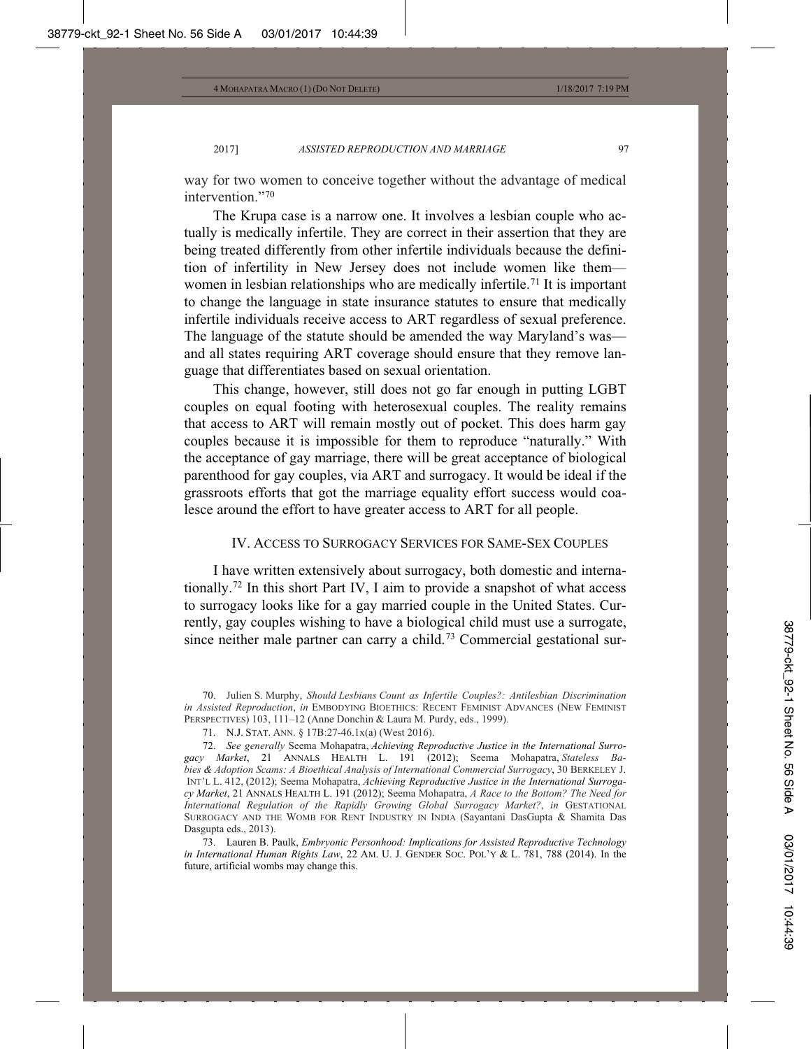way for two women to conceive together without the advantage of medical intervention."[70]

The Krupa case is a narrow one. It involves a lesbian couple who actually is medically infertile. They are correct in their assertion that they are being treated differently from other infertile individuals because the definition of infertility in New Jersey does not include women like them—women in lesbian relationships who are medically infertile.[71] It is important to change the language in state insurance statutes to ensure that medically infertile individuals receive access to ART regardless of sexual preference. The language of the statute should be amended the way Maryland's was—and all states requiring ART coverage should ensure that they remove language that differentiates based on sexual orientation.

This change, however, still does not go far enough in putting LGBT couples on equal footing with heterosexual couples. The reality remains that access to ART will remain mostly out of pocket. This does harm gay couples because it is impossible for them to reproduce "naturally." With the acceptance of gay marriage, there will be great acceptance of biological parenthood for gay couples, via ART and surrogacy. It would be ideal if the grassroots efforts that got the marriage equality effort success would coalesce around the effort to have greater access to ART for all people.

## IV. ACCESS TO SURROGACY SERVICES FOR SAME-SEX COUPLES

I have written extensively about surrogacy, both domestic and internationally.[72] In this short Part IV, I aim to provide a snapshot of what access to surrogacy looks like for a gay married couple in the United States. Currently, gay couples wishing to have a biological child must use a surrogate, since neither male partner can carry a child.[73] Commercial gestational sur-

70. Julien S. Murphy, *Should Lesbians Count as Infertile Couples?: Antilesbian Discrimination in Assisted Reproduction*, *in* EMBODYING BIOETHICS: RECENT FEMINIST ADVANCES (NEW FEMINIST PERSPECTIVES) 103, 111–12 (Anne Donchin & Laura M. Purdy, eds., 1999).

71. N.J. STAT. ANN. § 17B:27-46.1x(a) (West 2016).

72. *See generally* Seema Mohapatra, *Achieving Reproductive Justice in the International Surrogacy Market*, 21 ANNALS HEALTH L. 191 (2012); Seema Mohapatra, *Stateless Babies & Adoption Scams: A Bioethical Analysis of International Commercial Surrogacy*, 30 BERKELEY J. INT'L L. 412, (2012); Seema Mohapatra, *Achieving Reproductive Justice in the International Surrogacy Market*, 21 ANNALS HEALTH L. 191 (2012); Seema Mohapatra, *A Race to the Bottom? The Need for International Regulation of the Rapidly Growing Global Surrogacy Market?*, *in* GESTATIONAL SURROGACY AND THE WOMB FOR RENT INDUSTRY IN INDIA (Sayantani DasGupta & Shamita Das Dasgupta eds., 2013).

73. Lauren B. Paulk, *Embryonic Personhood: Implications for Assisted Reproductive Technology in International Human Rights Law*, 22 AM. U. J. GENDER SOC. POL'Y & L. 781, 788 (2014). In the future, artificial wombs may change this.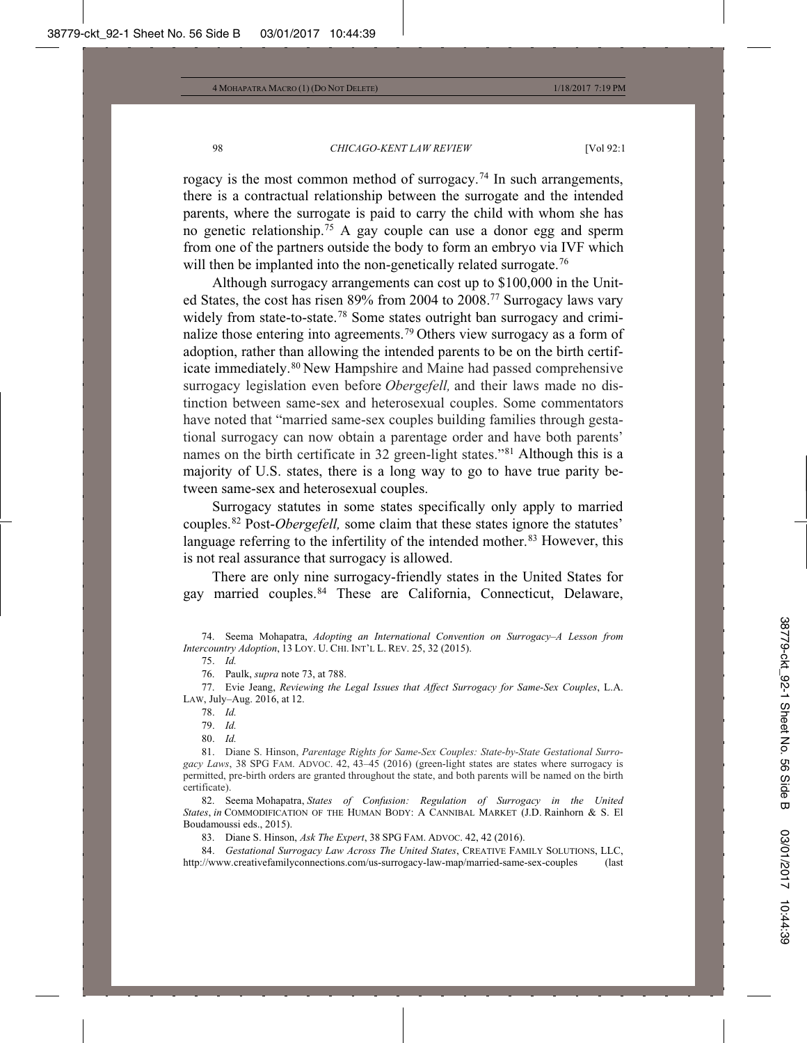rogacy is the most common method of surrogacy.[74] In such arrangements, there is a contractual relationship between the surrogate and the intended parents, where the surrogate is paid to carry the child with whom she has no genetic relationship.[75] A gay couple can use a donor egg and sperm from one of the partners outside the body to form an embryo via IVF which will then be implanted into the non-genetically related surrogate.[76]

Although surrogacy arrangements can cost up to $100,000 in the United States, the cost has risen 89% from 2004 to 2008.[77] Surrogacy laws vary widely from state-to-state.[78] Some states outright ban surrogacy and criminalize those entering into agreements.[79] Others view surrogacy as a form of adoption, rather than allowing the intended parents to be on the birth certificate immediately.[80] New Hampshire and Maine had passed comprehensive surrogacy legislation even before *Obergefell,* and their laws made no distinction between same-sex and heterosexual couples. Some commentators have noted that "married same-sex couples building families through gestational surrogacy can now obtain a parentage order and have both parents' names on the birth certificate in 32 green-light states."[81] Although this is a majority of U.S. states, there is a long way to go to have true parity between same-sex and heterosexual couples.

Surrogacy statutes in some states specifically only apply to married couples.[82] Post-*Obergefell,* some claim that these states ignore the statutes' language referring to the infertility of the intended mother.[83] However, this is not real assurance that surrogacy is allowed.

There are only nine surrogacy-friendly states in the United States for gay married couples.[84] These are California, Connecticut, Delaware,

---

74. Seema Mohapatra, *Adopting an International Convention on Surrogacy–A Lesson from Intercountry Adoption*, 13 LOY. U. CHI. INT'L L. REV. 25, 32 (2015).

75. *Id.*

76. Paulk, *supra* note 73, at 788.

77. Evie Jeang, *Reviewing the Legal Issues that Affect Surrogacy for Same-Sex Couples*, L.A. LAW, July–Aug. 2016, at 12.

78. *Id.*

79. *Id.*

80. *Id.*

81. Diane S. Hinson, *Parentage Rights for Same-Sex Couples: State-by-State Gestational Surrogacy Laws*, 38 SPG FAM. ADVOC. 42, 43–45 (2016) (green-light states are states where surrogacy is permitted, pre-birth orders are granted throughout the state, and both parents will be named on the birth certificate).

82. Seema Mohapatra, *States of Confusion: Regulation of Surrogacy in the United States*, *in* COMMODIFICATION OF THE HUMAN BODY: A CANNIBAL MARKET (J.D. Rainhorn & S. El Boudamoussi eds., 2015).

83. Diane S. Hinson, *Ask The Expert*, 38 SPG FAM. ADVOC. 42, 42 (2016).

84. *Gestational Surrogacy Law Across The United States*, CREATIVE FAMILY SOLUTIONS, LLC, http://www.creativefamilyconnections.com/us-surrogacy-law-map/married-same-sex-couples (last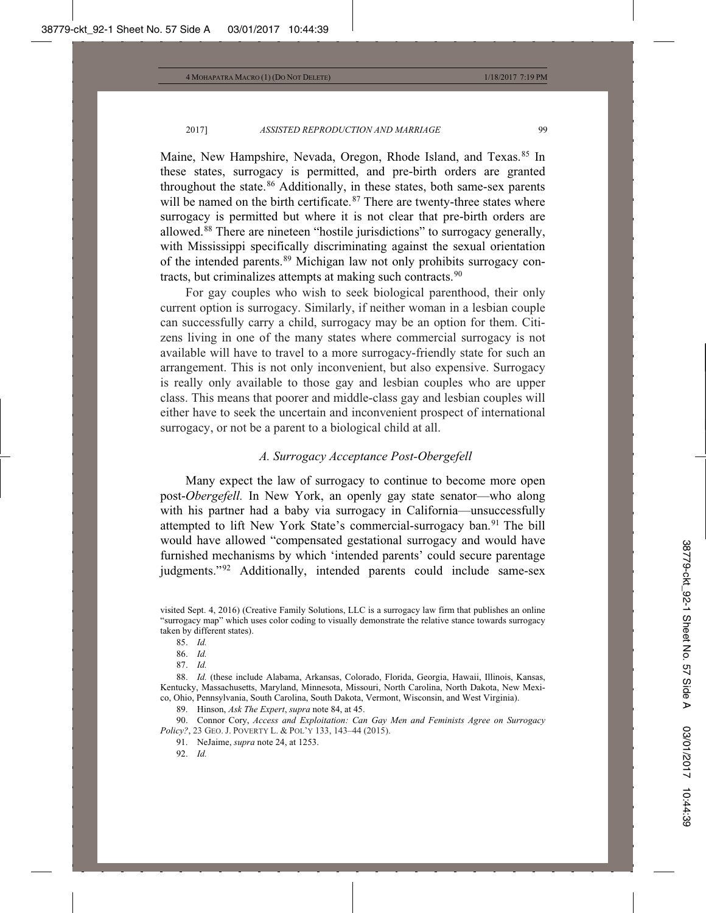Maine, New Hampshire, Nevada, Oregon, Rhode Island, and Texas.[85] In these states, surrogacy is permitted, and pre-birth orders are granted throughout the state.[86] Additionally, in these states, both same-sex parents will be named on the birth certificate.[87] There are twenty-three states where surrogacy is permitted but where it is not clear that pre-birth orders are allowed.[88] There are nineteen "hostile jurisdictions" to surrogacy generally, with Mississippi specifically discriminating against the sexual orientation of the intended parents.[89] Michigan law not only prohibits surrogacy contracts, but criminalizes attempts at making such contracts.[90]

For gay couples who wish to seek biological parenthood, their only current option is surrogacy. Similarly, if neither woman in a lesbian couple can successfully carry a child, surrogacy may be an option for them. Citizens living in one of the many states where commercial surrogacy is not available will have to travel to a more surrogacy-friendly state for such an arrangement. This is not only inconvenient, but also expensive. Surrogacy is really only available to those gay and lesbian couples who are upper class. This means that poorer and middle-class gay and lesbian couples will either have to seek the uncertain and inconvenient prospect of international surrogacy, or not be a parent to a biological child at all.

### *A. Surrogacy Acceptance Post-Obergefell*

Many expect the law of surrogacy to continue to become more open post-*Obergefell.* In New York, an openly gay state senator—who along with his partner had a baby via surrogacy in California—unsuccessfully attempted to lift New York State's commercial-surrogacy ban.[91] The bill would have allowed "compensated gestational surrogacy and would have furnished mechanisms by which 'intended parents' could secure parentage judgments."[92] Additionally, intended parents could include same-sex

---

visited Sept. 4, 2016) (Creative Family Solutions, LLC is a surrogacy law firm that publishes an online "surrogacy map" which uses color coding to visually demonstrate the relative stance towards surrogacy taken by different states).

85. *Id.*

86. *Id.*

87. *Id.*

88. *Id.* (these include Alabama, Arkansas, Colorado, Florida, Georgia, Hawaii, Illinois, Kansas, Kentucky, Massachusetts, Maryland, Minnesota, Missouri, North Carolina, North Dakota, New Mexico, Ohio, Pennsylvania, South Carolina, South Dakota, Vermont, Wisconsin, and West Virginia).

89. Hinson, *Ask The Expert*, *supra* note 84, at 45.

90. Connor Cory, *Access and Exploitation: Can Gay Men and Feminists Agree on Surrogacy Policy?*, 23 GEO. J. POVERTY L. & POL'Y 133, 143–44 (2015).

91. NeJaime, *supra* note 24, at 1253.

92. *Id.*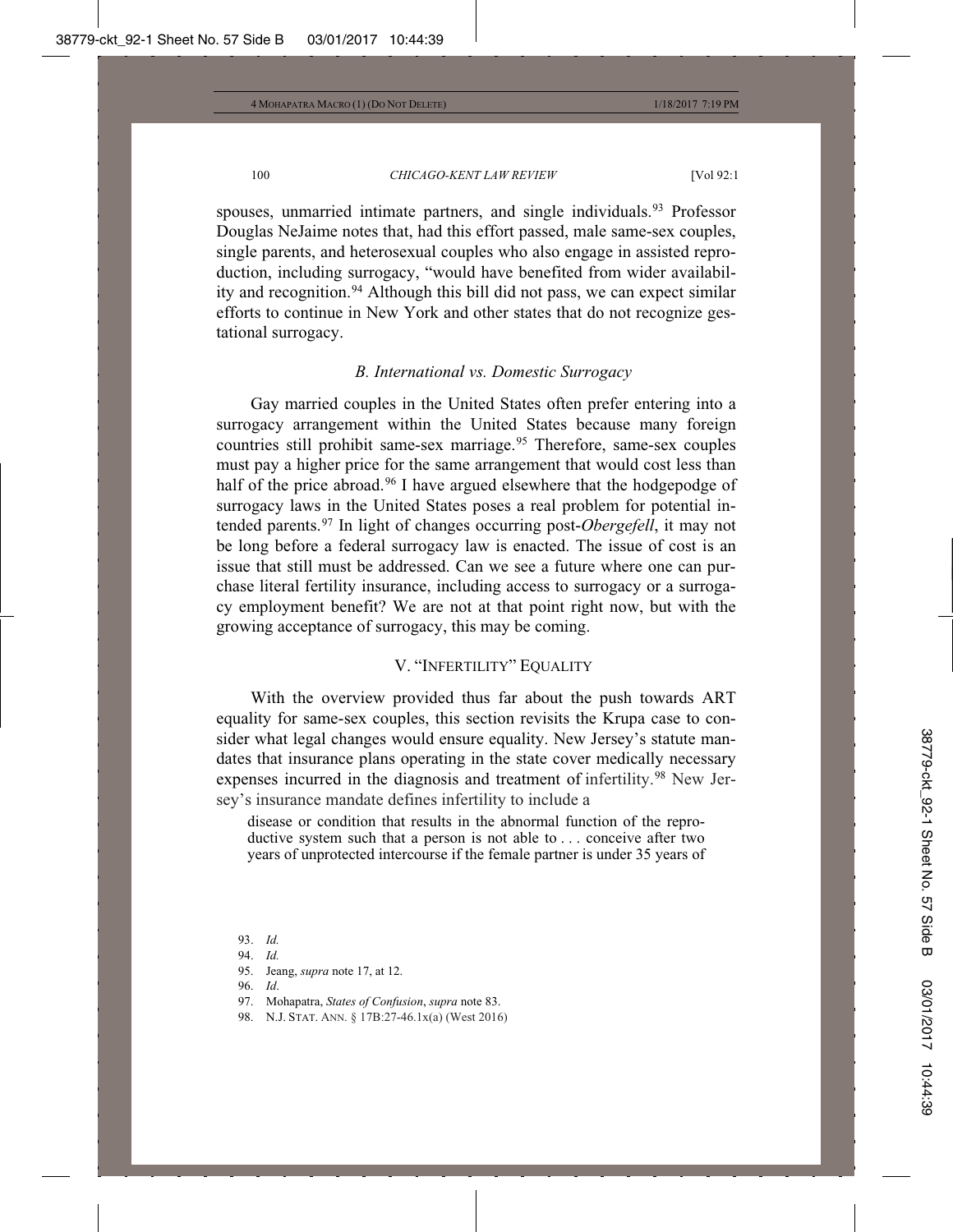spouses, unmarried intimate partners, and single individuals.[93] Professor Douglas NeJaime notes that, had this effort passed, male same-sex couples, single parents, and heterosexual couples who also engage in assisted reproduction, including surrogacy, "would have benefited from wider availability and recognition.[94] Although this bill did not pass, we can expect similar efforts to continue in New York and other states that do not recognize gestational surrogacy.

### *B. International vs. Domestic Surrogacy*

Gay married couples in the United States often prefer entering into a surrogacy arrangement within the United States because many foreign countries still prohibit same-sex marriage.[95] Therefore, same-sex couples must pay a higher price for the same arrangement that would cost less than half of the price abroad.[96] I have argued elsewhere that the hodgepodge of surrogacy laws in the United States poses a real problem for potential intended parents.[97] In light of changes occurring post-*Obergefell*, it may not be long before a federal surrogacy law is enacted. The issue of cost is an issue that still must be addressed. Can we see a future where one can purchase literal fertility insurance, including access to surrogacy or a surrogacy employment benefit? We are not at that point right now, but with the growing acceptance of surrogacy, this may be coming.

## V. "INFERTILITY" EQUALITY

With the overview provided thus far about the push towards ART equality for same-sex couples, this section revisits the Krupa case to consider what legal changes would ensure equality. New Jersey's statute mandates that insurance plans operating in the state cover medically necessary expenses incurred in the diagnosis and treatment of infertility.[98] New Jersey's insurance mandate defines infertility to include a

> disease or condition that results in the abnormal function of the reproductive system such that a person is not able to . . . conceive after two years of unprotected intercourse if the female partner is under 35 years of

---

93. *Id.*
94. *Id.*
95. Jeang, *supra* note 17, at 12.
96. *Id*.
97. Mohapatra, *States of Confusion*, *supra* note 83.
98. N.J. STAT. ANN. § 17B:27-46.1x(a) (West 2016)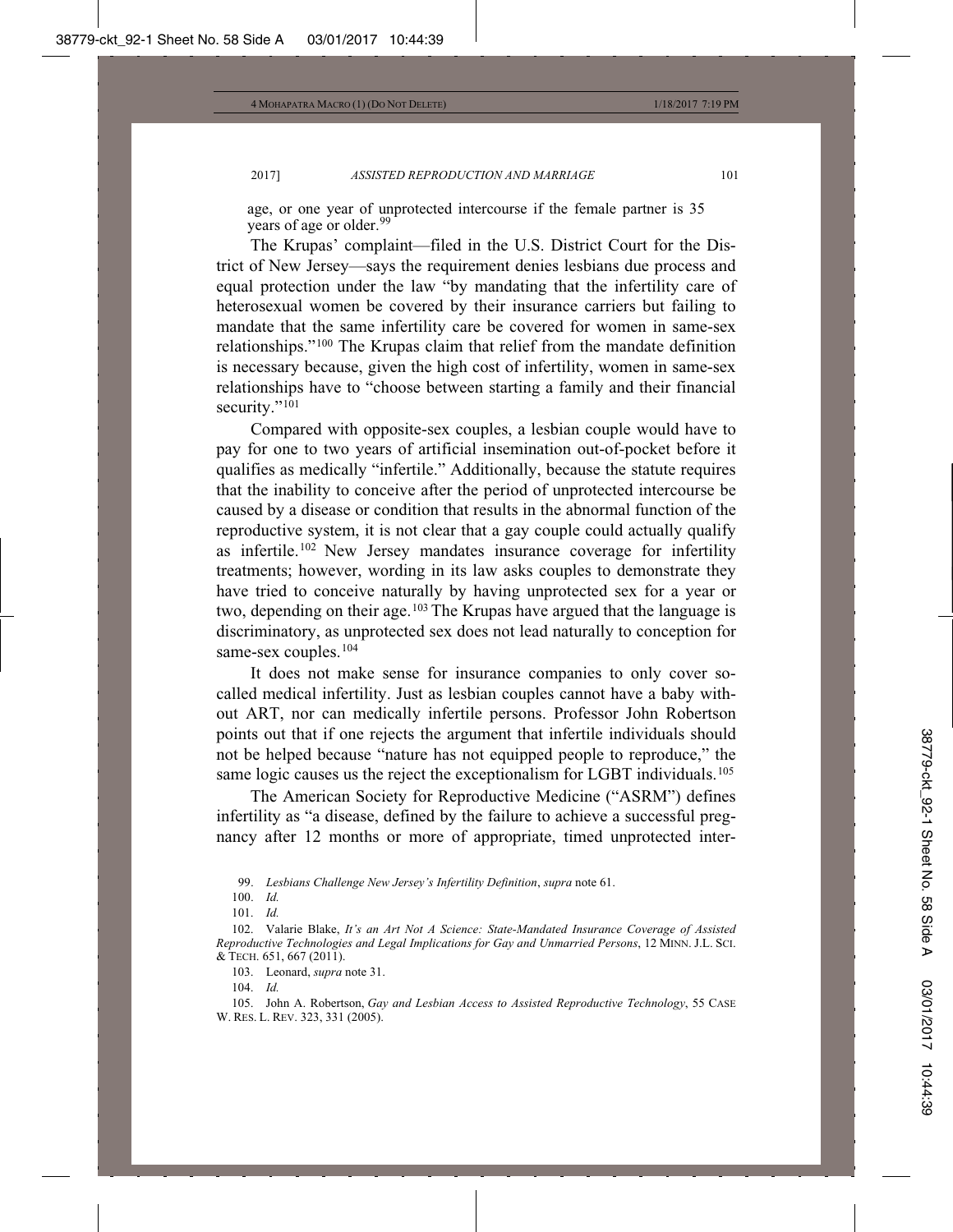age, or one year of unprotected intercourse if the female partner is 35 years of age or older.[99]

The Krupas' complaint—filed in the U.S. District Court for the District of New Jersey—says the requirement denies lesbians due process and equal protection under the law "by mandating that the infertility care of heterosexual women be covered by their insurance carriers but failing to mandate that the same infertility care be covered for women in same-sex relationships."[100] The Krupas claim that relief from the mandate definition is necessary because, given the high cost of infertility, women in same-sex relationships have to "choose between starting a family and their financial security."[101]

Compared with opposite-sex couples, a lesbian couple would have to pay for one to two years of artificial insemination out-of-pocket before it qualifies as medically "infertile." Additionally, because the statute requires that the inability to conceive after the period of unprotected intercourse be caused by a disease or condition that results in the abnormal function of the reproductive system, it is not clear that a gay couple could actually qualify as infertile.[102] New Jersey mandates insurance coverage for infertility treatments; however, wording in its law asks couples to demonstrate they have tried to conceive naturally by having unprotected sex for a year or two, depending on their age.[103] The Krupas have argued that the language is discriminatory, as unprotected sex does not lead naturally to conception for same-sex couples.[104]

It does not make sense for insurance companies to only cover so-called medical infertility. Just as lesbian couples cannot have a baby without ART, nor can medically infertile persons. Professor John Robertson points out that if one rejects the argument that infertile individuals should not be helped because "nature has not equipped people to reproduce," the same logic causes us the reject the exceptionalism for LGBT individuals.[105]

The American Society for Reproductive Medicine ("ASRM") defines infertility as "a disease, defined by the failure to achieve a successful pregnancy after 12 months or more of appropriate, timed unprotected inter-

99. *Lesbians Challenge New Jersey's Infertility Definition*, *supra* note 61.

100. *Id.*

101. *Id.*

102. Valarie Blake, *It's an Art Not A Science: State-Mandated Insurance Coverage of Assisted Reproductive Technologies and Legal Implications for Gay and Unmarried Persons*, 12 MINN. J.L. SCI. & TECH. 651, 667 (2011).

103. Leonard, *supra* note 31.

104. *Id.*

105. John A. Robertson, *Gay and Lesbian Access to Assisted Reproductive Technology*, 55 CASE W. RES. L. REV. 323, 331 (2005).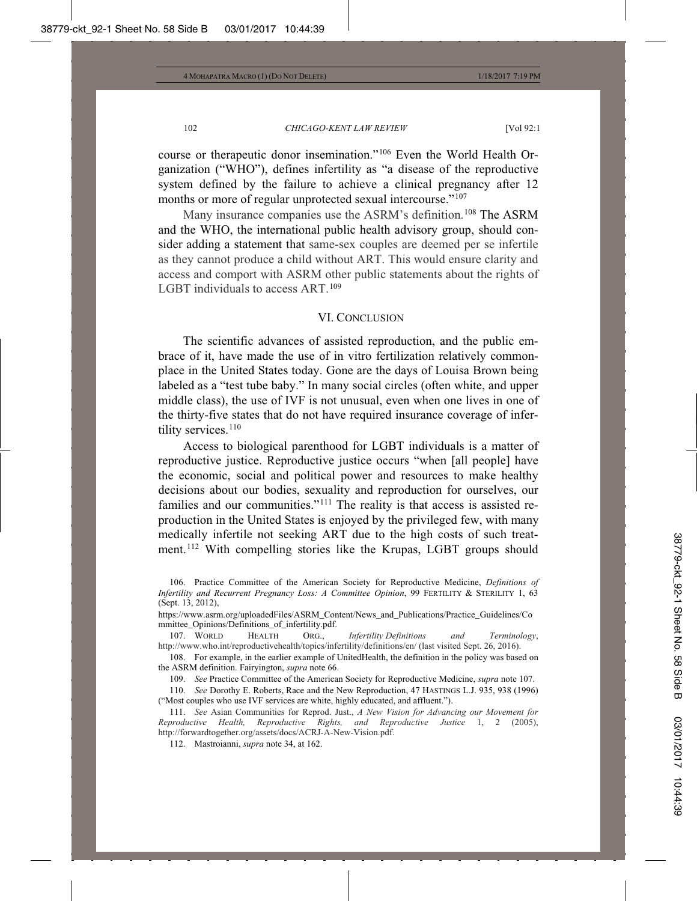course or therapeutic donor insemination."[106] Even the World Health Organization ("WHO"), defines infertility as "a disease of the reproductive system defined by the failure to achieve a clinical pregnancy after 12 months or more of regular unprotected sexual intercourse."[107]

Many insurance companies use the ASRM's definition.[108] The ASRM and the WHO, the international public health advisory group, should consider adding a statement that same-sex couples are deemed per se infertile as they cannot produce a child without ART. This would ensure clarity and access and comport with ASRM other public statements about the rights of LGBT individuals to access ART.[109]

## VI. CONCLUSION

The scientific advances of assisted reproduction, and the public embrace of it, have made the use of in vitro fertilization relatively commonplace in the United States today. Gone are the days of Louisa Brown being labeled as a "test tube baby." In many social circles (often white, and upper middle class), the use of IVF is not unusual, even when one lives in one of the thirty-five states that do not have required insurance coverage of infertility services.[110]

Access to biological parenthood for LGBT individuals is a matter of reproductive justice. Reproductive justice occurs "when [all people] have the economic, social and political power and resources to make healthy decisions about our bodies, sexuality and reproduction for ourselves, our families and our communities."[111] The reality is that access is assisted reproduction in the United States is enjoyed by the privileged few, with many medically infertile not seeking ART due to the high costs of such treatment.[112] With compelling stories like the Krupas, LGBT groups should

---

106. Practice Committee of the American Society for Reproductive Medicine, *Definitions of Infertility and Recurrent Pregnancy Loss: A Committee Opinion*, 99 FERTILITY & STERILITY 1, 63 (Sept. 13, 2012), https://www.asrm.org/uploadedFiles/ASRM_Content/News_and_Publications/Practice_Guidelines/Committee_Opinions/Definitions_of_infertility.pdf.

107. WORLD HEALTH ORG., *Infertility Definitions and Terminology*, http://www.who.int/reproductivehealth/topics/infertility/definitions/en/ (last visited Sept. 26, 2016).

108. For example, in the earlier example of UnitedHealth, the definition in the policy was based on the ASRM definition. Fairyington, *supra* note 66.

109. *See* Practice Committee of the American Society for Reproductive Medicine, *supra* note 107.

110. *See* Dorothy E. Roberts, Race and the New Reproduction, 47 HASTINGS L.J. 935, 938 (1996) ("Most couples who use IVF services are white, highly educated, and affluent.").

111. *See* Asian Communities for Reprod. Just., *A New Vision for Advancing our Movement for Reproductive Health, Reproductive Rights, and Reproductive Justice* 1, 2 (2005), http://forwardtogether.org/assets/docs/ACRJ-A-New-Vision.pdf.

112. Mastroianni, *supra* note 34, at 162.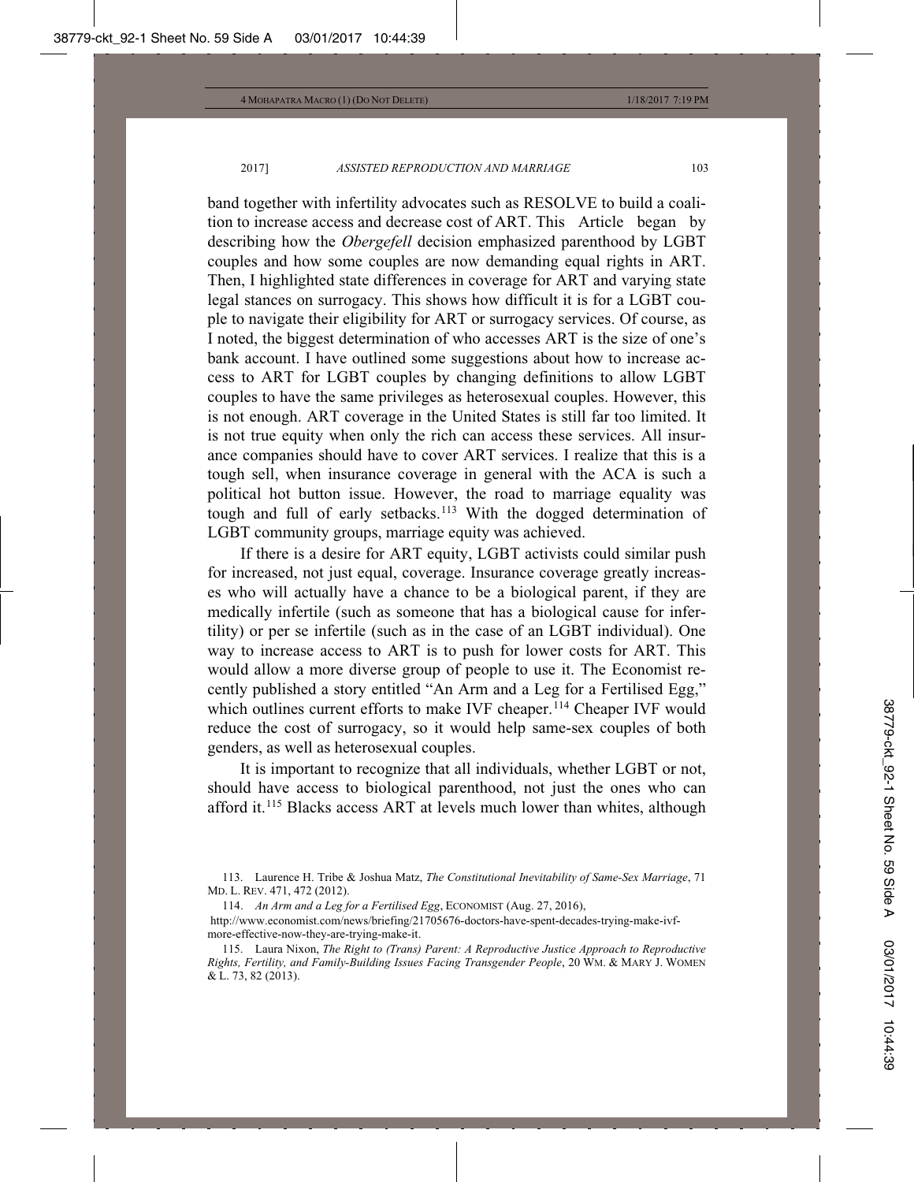band together with infertility advocates such as RESOLVE to build a coalition to increase access and decrease cost of ART. This Article began by describing how the *Obergefell* decision emphasized parenthood by LGBT couples and how some couples are now demanding equal rights in ART. Then, I highlighted state differences in coverage for ART and varying state legal stances on surrogacy. This shows how difficult it is for a LGBT couple to navigate their eligibility for ART or surrogacy services. Of course, as I noted, the biggest determination of who accesses ART is the size of one's bank account. I have outlined some suggestions about how to increase access to ART for LGBT couples by changing definitions to allow LGBT couples to have the same privileges as heterosexual couples. However, this is not enough. ART coverage in the United States is still far too limited. It is not true equity when only the rich can access these services. All insurance companies should have to cover ART services. I realize that this is a tough sell, when insurance coverage in general with the ACA is such a political hot button issue. However, the road to marriage equality was tough and full of early setbacks.[113] With the dogged determination of LGBT community groups, marriage equity was achieved.

If there is a desire for ART equity, LGBT activists could similar push for increased, not just equal, coverage. Insurance coverage greatly increases who will actually have a chance to be a biological parent, if they are medically infertile (such as someone that has a biological cause for infertility) or per se infertile (such as in the case of an LGBT individual). One way to increase access to ART is to push for lower costs for ART. This would allow a more diverse group of people to use it. The Economist recently published a story entitled "An Arm and a Leg for a Fertilised Egg," which outlines current efforts to make IVF cheaper.[114] Cheaper IVF would reduce the cost of surrogacy, so it would help same-sex couples of both genders, as well as heterosexual couples.

It is important to recognize that all individuals, whether LGBT or not, should have access to biological parenthood, not just the ones who can afford it.[115] Blacks access ART at levels much lower than whites, although

113. Laurence H. Tribe & Joshua Matz, *The Constitutional Inevitability of Same-Sex Marriage*, 71 MD. L. REV. 471, 472 (2012).

114. *An Arm and a Leg for a Fertilised Egg*, ECONOMIST (Aug. 27, 2016), http://www.economist.com/news/briefing/21705676-doctors-have-spent-decades-trying-make-ivf-more-effective-now-they-are-trying-make-it.

115. Laura Nixon, *The Right to (Trans) Parent: A Reproductive Justice Approach to Reproductive Rights, Fertility, and Family-Building Issues Facing Transgender People*, 20 WM. & MARY J. WOMEN & L. 73, 82 (2013).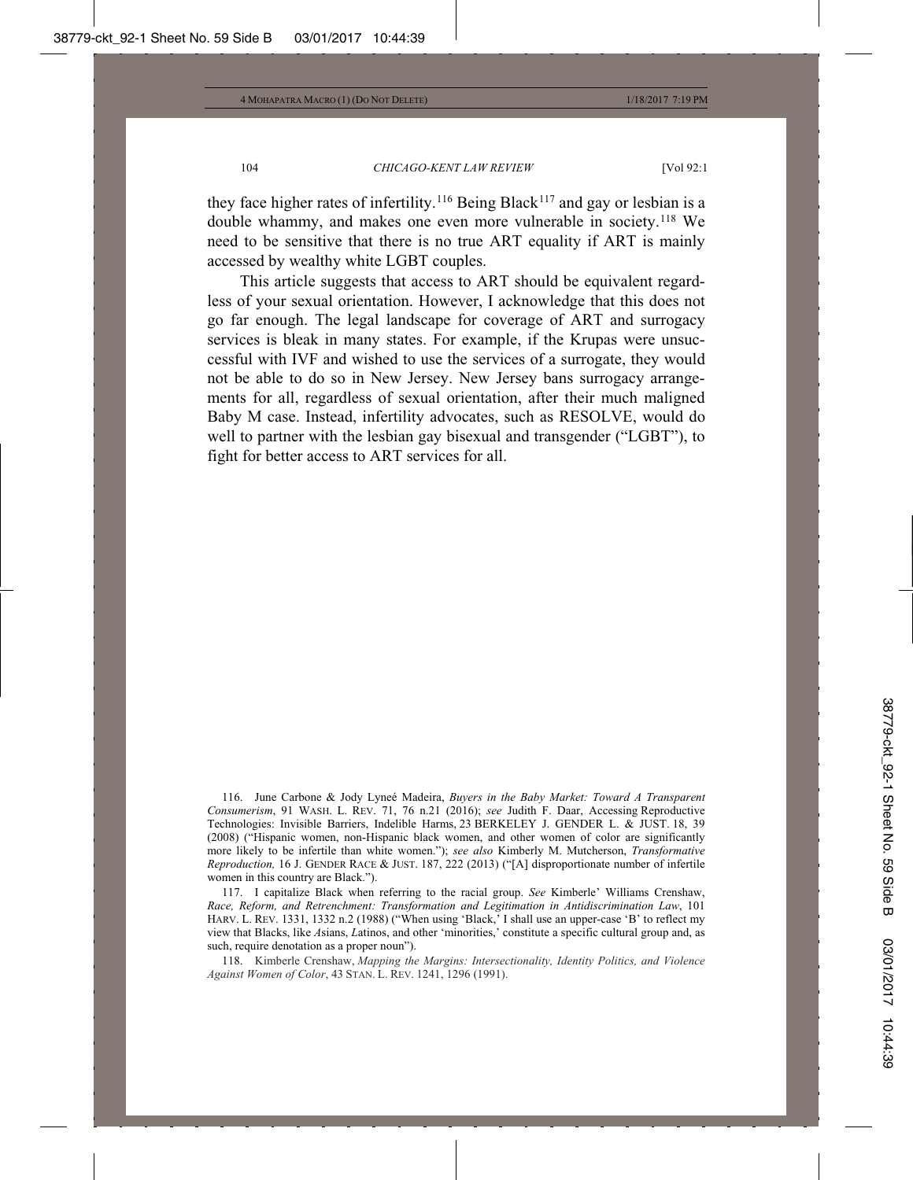they face higher rates of infertility.[116] Being Black[117] and gay or lesbian is a double whammy, and makes one even more vulnerable in society.[118] We need to be sensitive that there is no true ART equality if ART is mainly accessed by wealthy white LGBT couples.

This article suggests that access to ART should be equivalent regardless of your sexual orientation. However, I acknowledge that this does not go far enough. The legal landscape for coverage of ART and surrogacy services is bleak in many states. For example, if the Krupas were unsuccessful with IVF and wished to use the services of a surrogate, they would not be able to do so in New Jersey. New Jersey bans surrogacy arrangements for all, regardless of sexual orientation, after their much maligned Baby M case. Instead, infertility advocates, such as RESOLVE, would do well to partner with the lesbian gay bisexual and transgender ("LGBT"), to fight for better access to ART services for all.

---

116. June Carbone & Jody Lyneé Madeira, *Buyers in the Baby Market: Toward A Transparent Consumerism*, 91 WASH. L. REV. 71, 76 n.21 (2016); *see* Judith F. Daar, Accessing Reproductive Technologies: Invisible Barriers, Indelible Harms, 23 BERKELEY J. GENDER L. & JUST. 18, 39 (2008) ("Hispanic women, non-Hispanic black women, and other women of color are significantly more likely to be infertile than white women."); *see also* Kimberly M. Mutcherson, *Transformative Reproduction,* 16 J. GENDER RACE & JUST. 187, 222 (2013) ("[A] disproportionate number of infertile women in this country are Black.").

117. I capitalize Black when referring to the racial group. *See* Kimberle' Williams Crenshaw, *Race, Reform, and Retrenchment: Transformation and Legitimation in Antidiscrimination Law*, 101 HARV. L. REV. 1331, 1332 n.2 (1988) ("When using 'Black,' I shall use an upper-case 'B' to reflect my view that Blacks, like *A*sians, *L*atinos, and other 'minorities,' constitute a specific cultural group and, as such, require denotation as a proper noun").

118. Kimberle Crenshaw, *Mapping the Margins: Intersectionality, Identity Politics, and Violence Against Women of Color*, 43 STAN. L. REV. 1241, 1296 (1991).